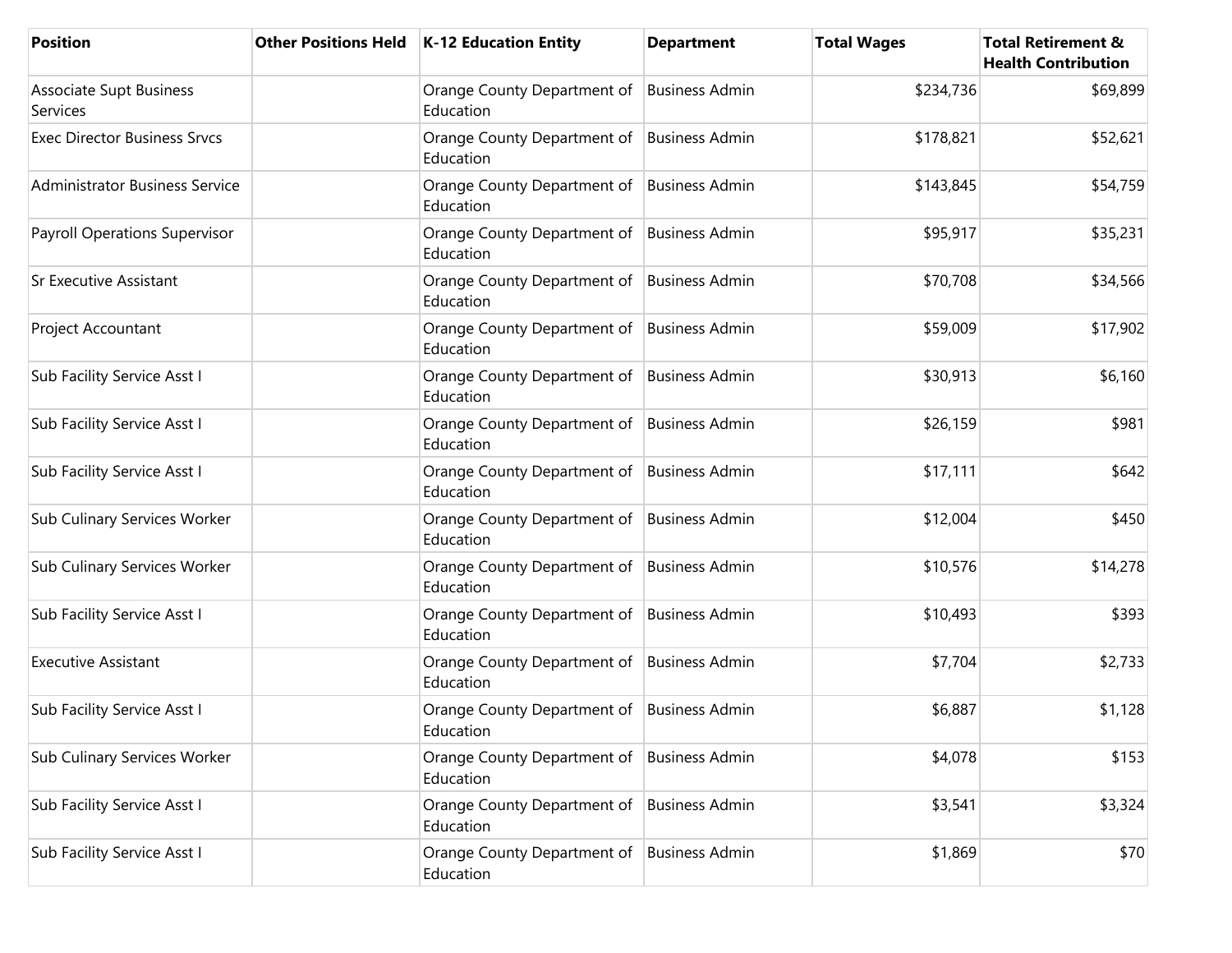| Position | Other Positions Held | K-12 Education Entity | Department | Total Wages | Total Retirement & Health Contribution |
| --- | --- | --- | --- | --- | --- |
| Associate Supt Business Services | | Orange County Department of Education | Business Admin | $234,736 | $69,899 |
| Exec Director Business Srvcs | | Orange County Department of Education | Business Admin | $178,821 | $52,621 |
| Administrator Business Service | | Orange County Department of Education | Business Admin | $143,845 | $54,759 |
| Payroll Operations Supervisor | | Orange County Department of Education | Business Admin | $95,917 | $35,231 |
| Sr Executive Assistant | | Orange County Department of Education | Business Admin | $70,708 | $34,566 |
| Project Accountant | | Orange County Department of Education | Business Admin | $59,009 | $17,902 |
| Sub Facility Service Asst I | | Orange County Department of Education | Business Admin | $30,913 | $6,160 |
| Sub Facility Service Asst I | | Orange County Department of Education | Business Admin | $26,159 | $981 |
| Sub Facility Service Asst I | | Orange County Department of Education | Business Admin | $17,111 | $642 |
| Sub Culinary Services Worker | | Orange County Department of Education | Business Admin | $12,004 | $450 |
| Sub Culinary Services Worker | | Orange County Department of Education | Business Admin | $10,576 | $14,278 |
| Sub Facility Service Asst I | | Orange County Department of Education | Business Admin | $10,493 | $393 |
| Executive Assistant | | Orange County Department of Education | Business Admin | $7,704 | $2,733 |
| Sub Facility Service Asst I | | Orange County Department of Education | Business Admin | $6,887 | $1,128 |
| Sub Culinary Services Worker | | Orange County Department of Education | Business Admin | $4,078 | $153 |
| Sub Facility Service Asst I | | Orange County Department of Education | Business Admin | $3,541 | $3,324 |
| Sub Facility Service Asst I | | Orange County Department of Education | Business Admin | $1,869 | $70 |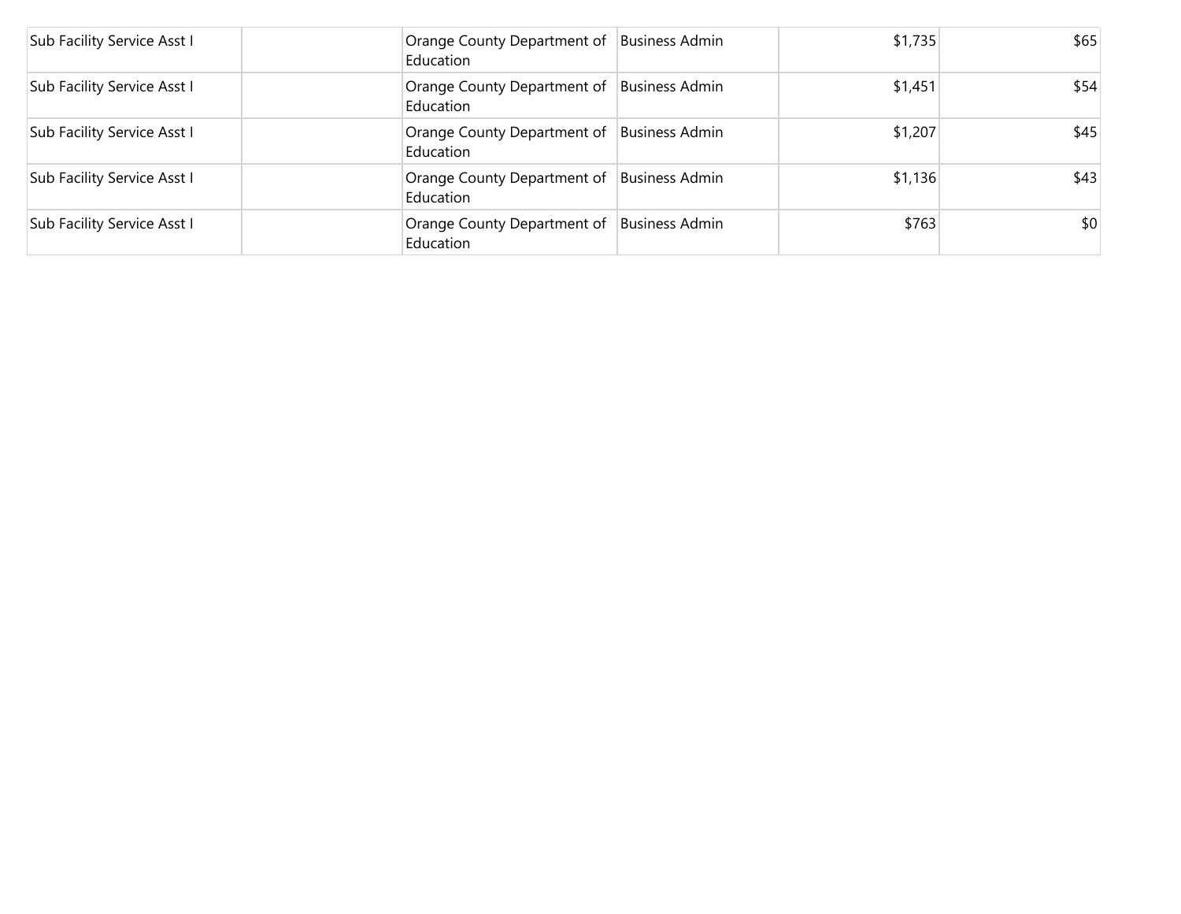| | | | | | |
|---|---|---|---|---|---|
| Sub Facility Service Asst I | | Orange County Department of Education | Business Admin | $1,735 | $65 |
| Sub Facility Service Asst I | | Orange County Department of Education | Business Admin | $1,451 | $54 |
| Sub Facility Service Asst I | | Orange County Department of Education | Business Admin | $1,207 | $45 |
| Sub Facility Service Asst I | | Orange County Department of Education | Business Admin | $1,136 | $43 |
| Sub Facility Service Asst I | | Orange County Department of Education | Business Admin | $763 | $0 |